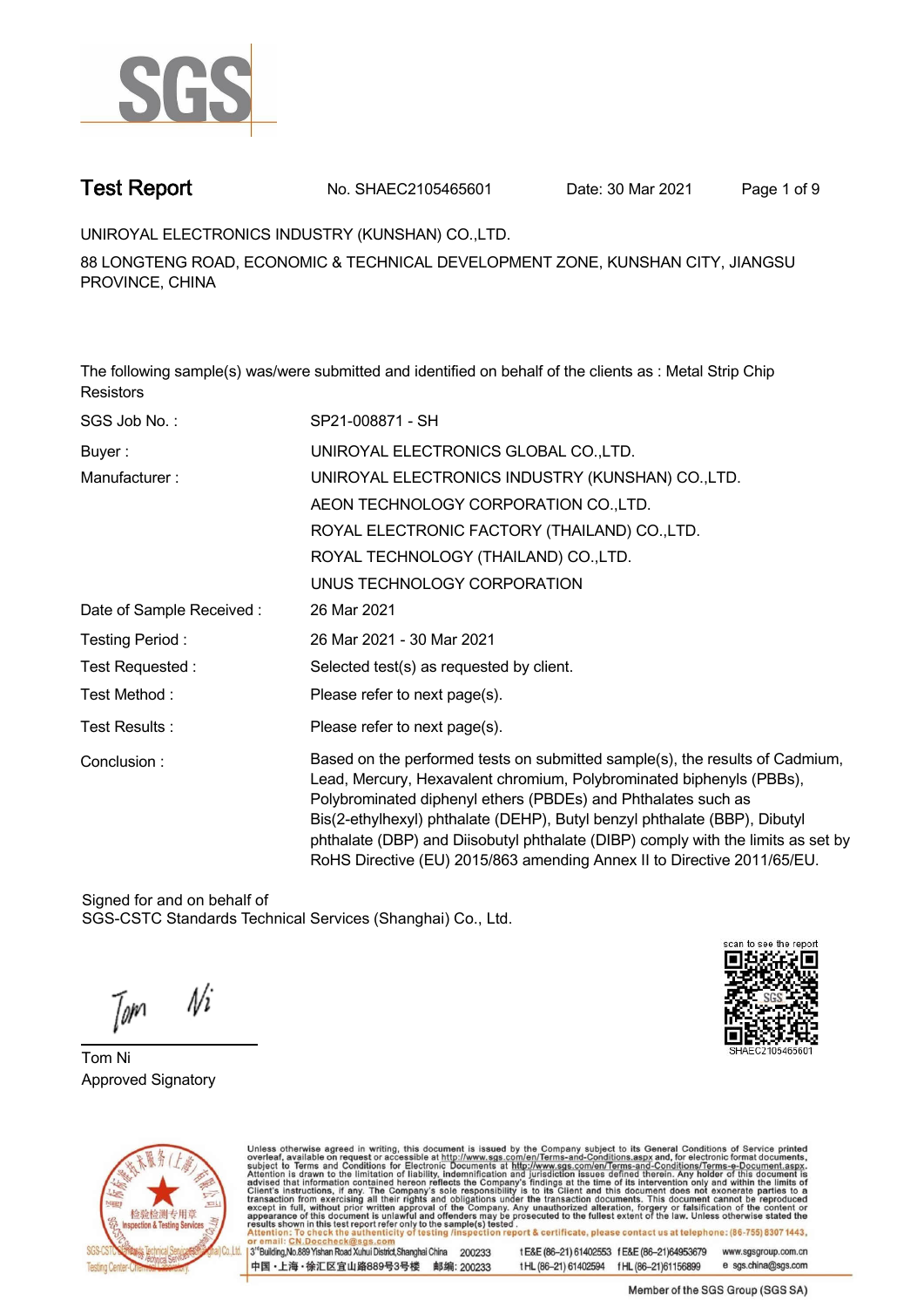# Test Report

No. SHAEC2105465601 Date: 30 Mar 2021

UNIROYAL ELECTRONICS INDUSTRY (KUNSHAN) CO.,LTD.

88 LONGTENG ROAD, ECONOMIC & TECHNICAL DEVELOPMENT ZONE, KUNSHAN CITY, JIANGSU PROVINCE, CHINA

The following sample(s) was/were submitted and identified on behalf of the clients as : Metal Strip Chip Resistors

| | |
|---|---|
| SGS Job No. : | SP21-008871 - SH |
| Buyer : | UNIROYAL ELECTRONICS GLOBAL CO.,LTD. |
| Manufacturer : | UNIROYAL ELECTRONICS INDUSTRY (KUNSHAN) CO.,LTD.<br>AEON TECHNOLOGY CORPORATION CO.,LTD.<br>ROYAL ELECTRONIC FACTORY (THAILAND) CO.,LTD.<br>ROYAL TECHNOLOGY (THAILAND) CO.,LTD.<br>UNUS TECHNOLOGY CORPORATION |
| Date of Sample Received : | 26 Mar 2021 |
| Testing Period : | 26 Mar 2021 - 30 Mar 2021 |
| Test Requested : | Selected test(s) as requested by client. |
| Test Method : | Please refer to next page(s). |
| Test Results : | Please refer to next page(s). |
| Conclusion : | Based on the performed tests on submitted sample(s), the results of Cadmium, Lead, Mercury, Hexavalent chromium, Polybrominated biphenyls (PBBs), Polybrominated diphenyl ethers (PBDEs) and Phthalates such as Bis(2-ethylhexyl) phthalate (DEHP), Butyl benzyl phthalate (BBP), Dibutyl phthalate (DBP) and Diisobutyl phthalate (DIBP) comply with the limits as set by RoHS Directive (EU) 2015/863 amending Annex II to Directive 2011/65/EU. |

Signed for and on behalf of
SGS-CSTC Standards Technical Services (Shanghai) Co., Ltd.

Tom Ni
Approved Signatory

scan to see the report
SHAEC2105465601

Unless otherwise agreed in writing, this document is issued by the Company subject to its General Conditions of Service printed overleaf, available on request or accessible at http://www.sgs.com/en/Terms-and-Conditions.aspx and, for electronic format documents, subject to Terms and Conditions for Electronic Documents at http://www.sgs.com/en/Terms-and-Conditions/Terms-e-Document.aspx. Attention is drawn to the limitation of liability, indemnification and jurisdiction issues defined therein. Any holder of this document is advised that information contained hereon reflects the Company's findings at the time of its intervention only and within the limits of Client's instructions, if any. The Company's sole responsibility is to its Client and this document does not exonerate parties to a transaction from exercising all their rights and obligations under the transaction documents. This document cannot be reproduced except in full, without prior written approval of the Company. Any unauthorized alteration, forgery or falsification of the content or appearance of this document is unlawful and offenders may be prosecuted to the fullest extent of the law. Unless otherwise stated the results shown in this test report refer only to the sample(s) tested.

Attention: To check the authenticity of testing /inspection report & certificate, please contact us at telephone: (86-755) 8307 1443, or email: CN.Doccheck@sgs.com

3rd Building, No.889 Yishan Road Xuhui District, Shanghai China 200233 t E&E (86–21) 61402553 f E&E (86–21)64953679 www.sgsgroup.com.cn
中国・上海・徐汇区宜山路889号3号楼 邮编: 200233 t HL (86–21) 61402594 f HL (86–21)61156899 e sgs.china@sgs.com

Member of the SGS Group (SGS SA)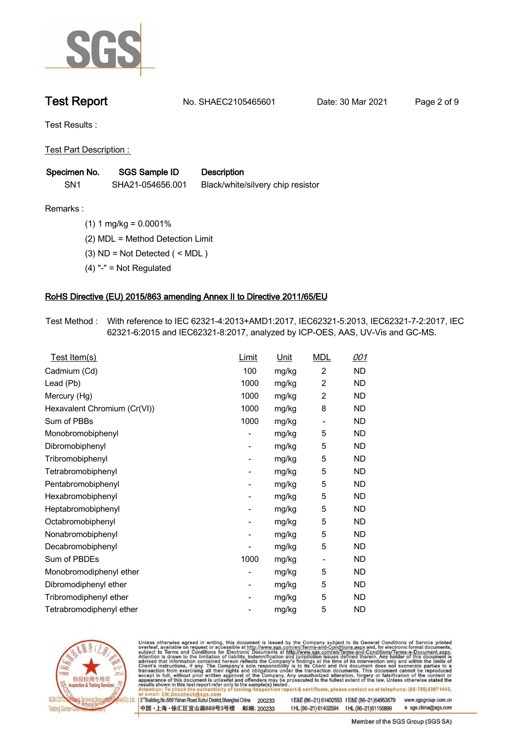# Test Report

No. SHAEC2105465601 Date: 30 Mar 2021

Test Results :

Test Part Description :

| Specimen No. | SGS Sample ID | Description |
|---|---|---|
| SN1 | SHA21-054656.001 | Black/white/silvery chip resistor |

Remarks :

(1) 1 mg/kg = 0.0001%

(2) MDL = Method Detection Limit

(3) ND = Not Detected ( < MDL )

(4) "-" = Not Regulated

## RoHS Directive (EU) 2015/863 amending Annex II to Directive 2011/65/EU

Test Method : With reference to IEC 62321-4:2013+AMD1:2017, IEC62321-5:2013, IEC62321-7-2:2017, IEC 62321-6:2015 and IEC62321-8:2017, analyzed by ICP-OES, AAS, UV-Vis and GC-MS.

| Test Item(s) | Limit | Unit | MDL | 001 |
|---|---|---|---|---|
| Cadmium (Cd) | 100 | mg/kg | 2 | ND |
| Lead (Pb) | 1000 | mg/kg | 2 | ND |
| Mercury (Hg) | 1000 | mg/kg | 2 | ND |
| Hexavalent Chromium (Cr(VI)) | 1000 | mg/kg | 8 | ND |
| Sum of PBBs | 1000 | mg/kg | - | ND |
| Monobromobiphenyl | - | mg/kg | 5 | ND |
| Dibromobiphenyl | - | mg/kg | 5 | ND |
| Tribromobiphenyl | - | mg/kg | 5 | ND |
| Tetrabromobiphenyl | - | mg/kg | 5 | ND |
| Pentabromobiphenyl | - | mg/kg | 5 | ND |
| Hexabromobiphenyl | - | mg/kg | 5 | ND |
| Heptabromobiphenyl | - | mg/kg | 5 | ND |
| Octabromobiphenyl | - | mg/kg | 5 | ND |
| Nonabromobiphenyl | - | mg/kg | 5 | ND |
| Decabromobiphenyl | - | mg/kg | 5 | ND |
| Sum of PBDEs | 1000 | mg/kg | - | ND |
| Monobromodiphenyl ether | - | mg/kg | 5 | ND |
| Dibromodiphenyl ether | - | mg/kg | 5 | ND |
| Tribromodiphenyl ether | - | mg/kg | 5 | ND |
| Tetrabromodiphenyl ether | - | mg/kg | 5 | ND |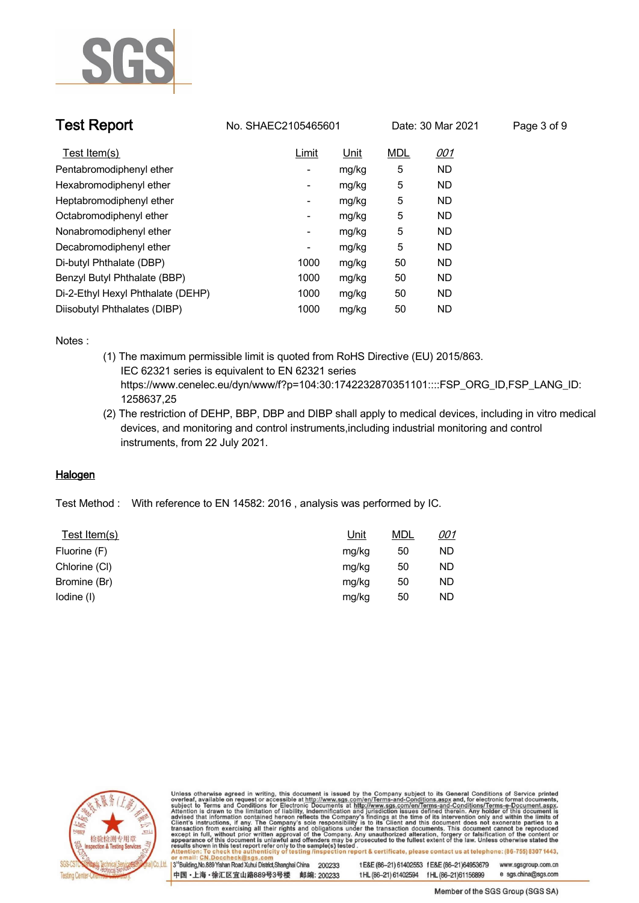| Test Item(s) | Limit | Unit | MDL | 001 |
|---|---|---|---|---|
| Pentabromodiphenyl ether | - | mg/kg | 5 | ND |
| Hexabromodiphenyl ether | - | mg/kg | 5 | ND |
| Heptabromodiphenyl ether | - | mg/kg | 5 | ND |
| Octabromodiphenyl ether | - | mg/kg | 5 | ND |
| Nonabromodiphenyl ether | - | mg/kg | 5 | ND |
| Decabromodiphenyl ether | - | mg/kg | 5 | ND |
| Di-butyl Phthalate (DBP) | 1000 | mg/kg | 50 | ND |
| Benzyl Butyl Phthalate (BBP) | 1000 | mg/kg | 50 | ND |
| Di-2-Ethyl Hexyl Phthalate (DEHP) | 1000 | mg/kg | 50 | ND |
| Diisobutyl Phthalates (DIBP) | 1000 | mg/kg | 50 | ND |

Notes :

(1) The maximum permissible limit is quoted from RoHS Directive (EU) 2015/863.
IEC 62321 series is equivalent to EN 62321 series
https://www.cenelec.eu/dyn/www/f?p=104:30:1742232870351101::::FSP_ORG_ID,FSP_LANG_ID:1258637,25

(2) The restriction of DEHP, BBP, DBP and DIBP shall apply to medical devices, including in vitro medical devices, and monitoring and control instruments,including industrial monitoring and control instruments, from 22 July 2021.

## Halogen

Test Method : With reference to EN 14582: 2016 , analysis was performed by IC.

| Test Item(s) | Unit | MDL | 001 |
|---|---|---|---|
| Fluorine (F) | mg/kg | 50 | ND |
| Chlorine (Cl) | mg/kg | 50 | ND |
| Bromine (Br) | mg/kg | 50 | ND |
| Iodine (I) | mg/kg | 50 | ND |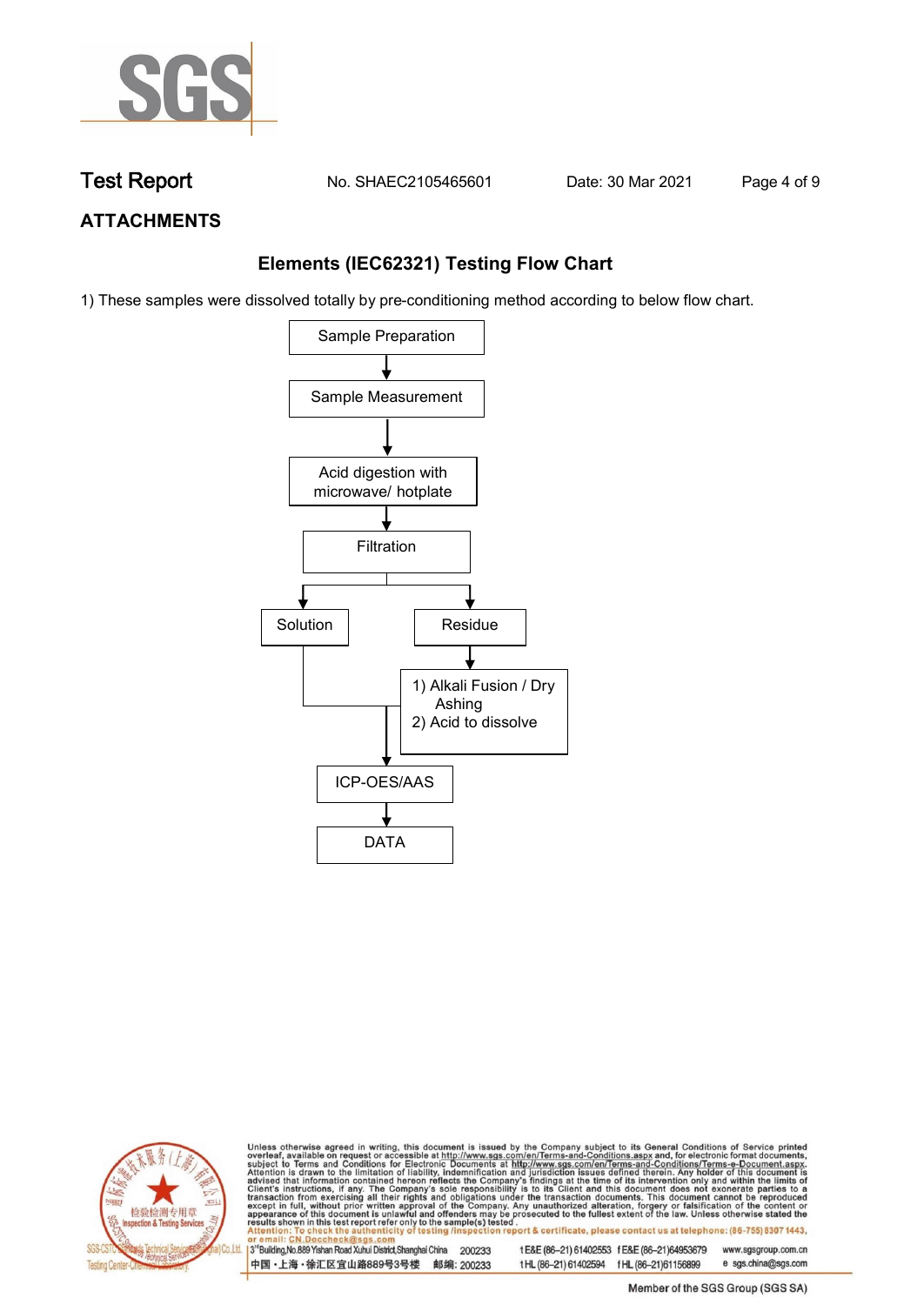## ATTACHMENTS

### Elements (IEC62321) Testing Flow Chart

1) These samples were dissolved totally by pre-conditioning method according to below flow chart.

```
Sample Preparation
        ↓
Sample Measurement
        ↓
Acid digestion with microwave/ hotplate
        ↓
Filtration
   ↓              ↓
Solution        Residue
   |              ↓
   |        1) Alkali Fusion / Dry Ashing
   |        2) Acid to dissolve
   ↓              ↓
      ICP-OES/AAS
        ↓
       DATA
```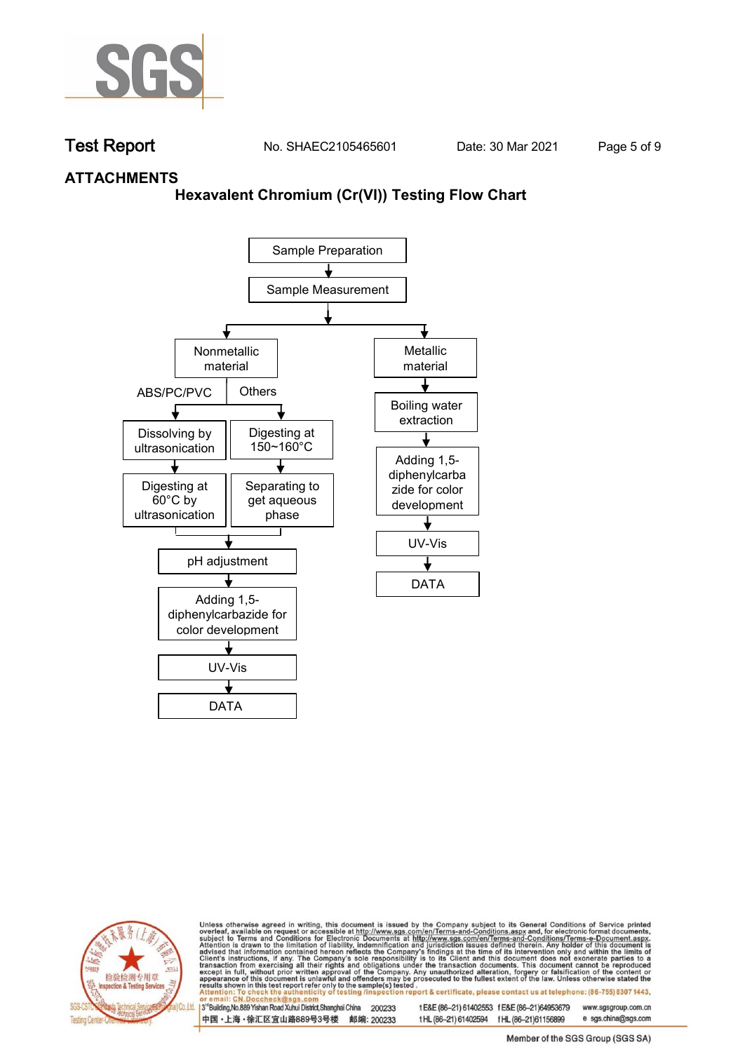## ATTACHMENTS

### Hexavalent Chromium (Cr(VI)) Testing Flow Chart

- Sample Preparation
- ↓
- Sample Measurement
- ↓
  - **Nonmetallic material**
    - ABS/PC/PVC
      - Dissolving by ultrasonication
      - ↓
      - Digesting at 60°C by ultrasonication
    - Others
      - Digesting at 150~160°C
      - ↓
      - Separating to get aqueous phase
    - ↓
    - pH adjustment
    - ↓
    - Adding 1,5-diphenylcarbazide for color development
    - ↓
    - UV-Vis
    - ↓
    - DATA
  - **Metallic material**
    - ↓
    - Boiling water extraction
    - ↓
    - Adding 1,5-diphenylcarbazide for color development
    - ↓
    - UV-Vis
    - ↓
    - DATA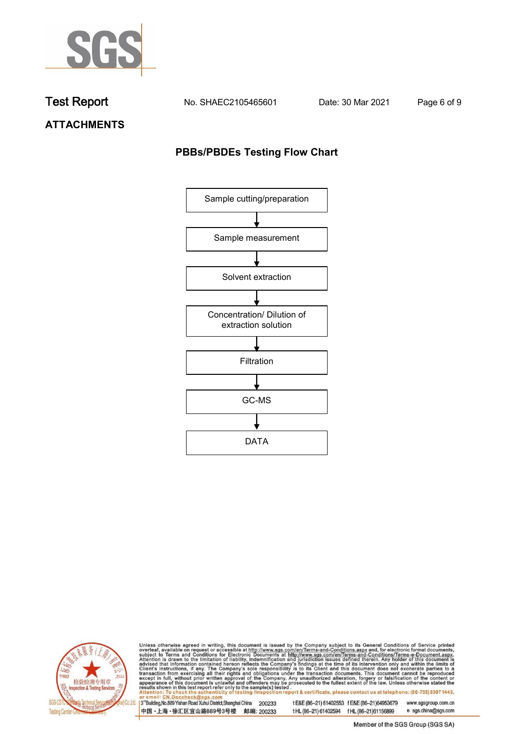# ATTACHMENTS

## PBBs/PBDEs Testing Flow Chart

Sample cutting/preparation

↓

Sample measurement

↓

Solvent extraction

↓

Concentration/ Dilution of extraction solution

↓

Filtration

↓

GC-MS

↓

DATA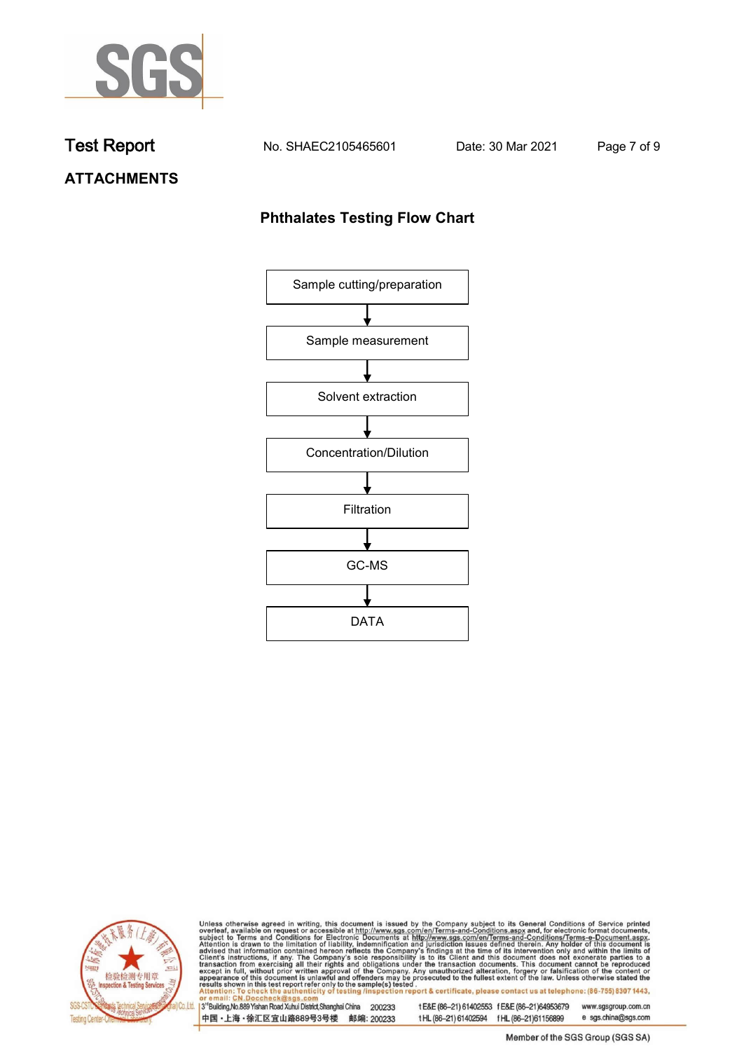## Test Report

No. SHAEC2105465601 Date: 30 Mar 2021

**ATTACHMENTS**

### Phthalates Testing Flow Chart

Sample cutting/preparation

↓

Sample measurement

↓

Solvent extraction

↓

Concentration/Dilution

↓

Filtration

↓

GC-MS

↓

DATA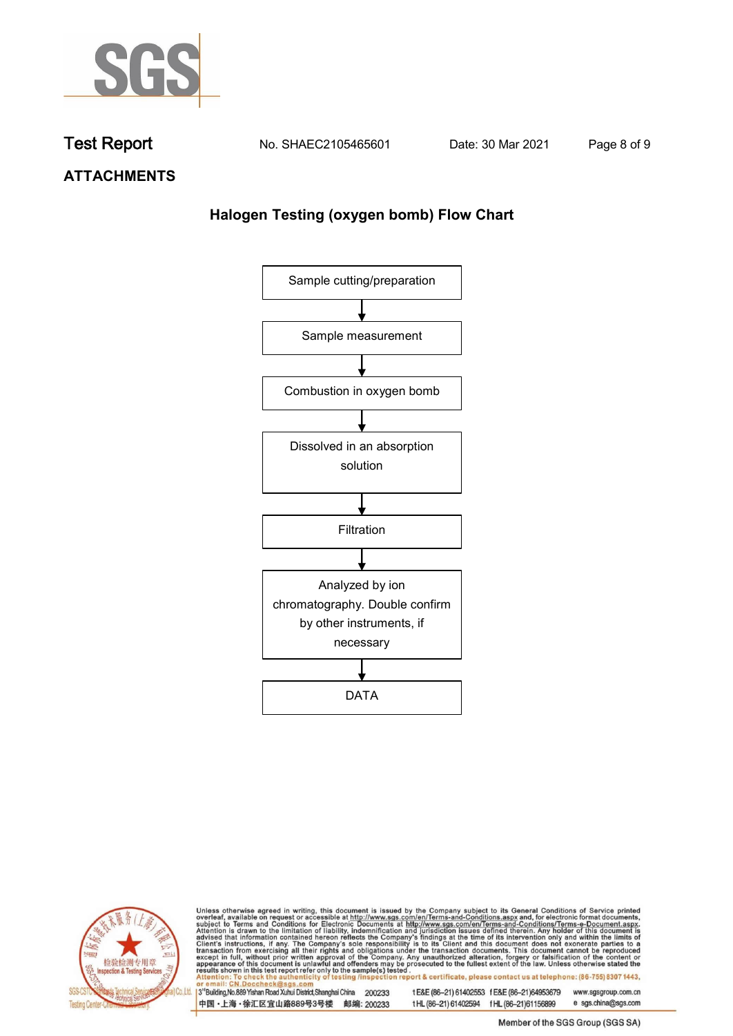Test Report No. SHAEC2105465601 Date: 30 Mar 2021

## ATTACHMENTS

### Halogen Testing (oxygen bomb) Flow Chart

Sample cutting/preparation

↓

Sample measurement

↓

Combustion in oxygen bomb

↓

Dissolved in an absorption solution

↓

Filtration

↓

Analyzed by ion chromatography. Double confirm by other instruments, if necessary

↓

DATA

Unless otherwise agreed in writing, this document is issued by the Company subject to its General Conditions of Service printed overleaf, available on request or accessible at http://www.sgs.com/en/Terms-and-Conditions.aspx and, for electronic format documents, subject to Terms and Conditions for Electronic Documents at http://www.sgs.com/en/Terms-and-Conditions/Terms-e-Document.aspx. Attention is drawn to the limitation of liability, indemnification and jurisdiction issues defined therein. Any holder of this document is advised that information contained hereon reflects the Company's findings at the time of its intervention only and within the limits of Client's instructions, if any. The Company's sole responsibility is to its Client and this document does not exonerate parties to a transaction from exercising all their rights and obligations under the transaction documents. This document cannot be reproduced except in full, without prior written approval of the Company. Any unauthorized alteration, forgery or falsification of the content or appearance of this document is unlawful and offenders may be prosecuted to the fullest extent of the law. Unless otherwise stated the results shown in this test report refer only to the sample(s) tested.
Attention: To check the authenticity of testing /inspection report & certificate, please contact us at telephone: (86-755) 8307 1443, or email: CN.Doccheck@sgs.com

3rd Building, No.889 Yishan Road Xuhui District, Shanghai China 200233 t E&E (86–21) 61402553 f E&E (86–21) 64953679 www.sgsgroup.com.cn
中国・上海・徐汇区宜山路889号3号楼 邮编: 200233 t HL (86–21) 61402594 f HL (86–21) 61156899 e sgs.china@sgs.com

Member of the SGS Group (SGS SA)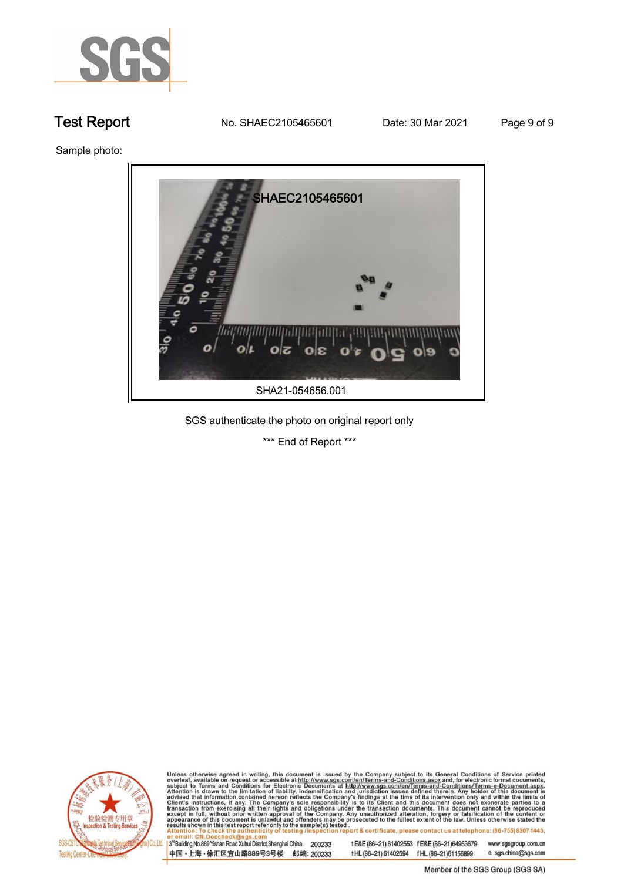Sample photo:

SHAEC2105465601

SHA21-054656.001

SGS authenticate the photo on original report only

*** End of Report ***